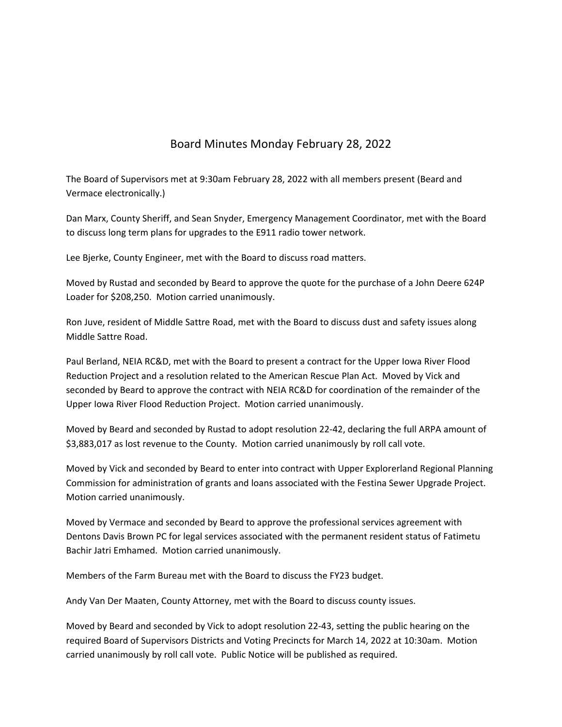# Board Minutes Monday February 28, 2022

The Board of Supervisors met at 9:30am February 28, 2022 with all members present (Beard and Vermace electronically.)

Dan Marx, County Sheriff, and Sean Snyder, Emergency Management Coordinator, met with the Board to discuss long term plans for upgrades to the E911 radio tower network.

Lee Bjerke, County Engineer, met with the Board to discuss road matters.

Moved by Rustad and seconded by Beard to approve the quote for the purchase of a John Deere 624P Loader for $208,250. Motion carried unanimously.

Ron Juve, resident of Middle Sattre Road, met with the Board to discuss dust and safety issues along Middle Sattre Road.

Paul Berland, NEIA RC&D, met with the Board to present a contract for the Upper Iowa River Flood Reduction Project and a resolution related to the American Rescue Plan Act. Moved by Vick and seconded by Beard to approve the contract with NEIA RC&D for coordination of the remainder of the Upper Iowa River Flood Reduction Project. Motion carried unanimously.

Moved by Beard and seconded by Rustad to adopt resolution 22-42, declaring the full ARPA amount of $3,883,017 as lost revenue to the County. Motion carried unanimously by roll call vote.

Moved by Vick and seconded by Beard to enter into contract with Upper Explorerland Regional Planning Commission for administration of grants and loans associated with the Festina Sewer Upgrade Project. Motion carried unanimously.

Moved by Vermace and seconded by Beard to approve the professional services agreement with Dentons Davis Brown PC for legal services associated with the permanent resident status of Fatimetu Bachir Jatri Emhamed. Motion carried unanimously.

Members of the Farm Bureau met with the Board to discuss the FY23 budget.

Andy Van Der Maaten, County Attorney, met with the Board to discuss county issues.

Moved by Beard and seconded by Vick to adopt resolution 22-43, setting the public hearing on the required Board of Supervisors Districts and Voting Precincts for March 14, 2022 at 10:30am. Motion carried unanimously by roll call vote. Public Notice will be published as required.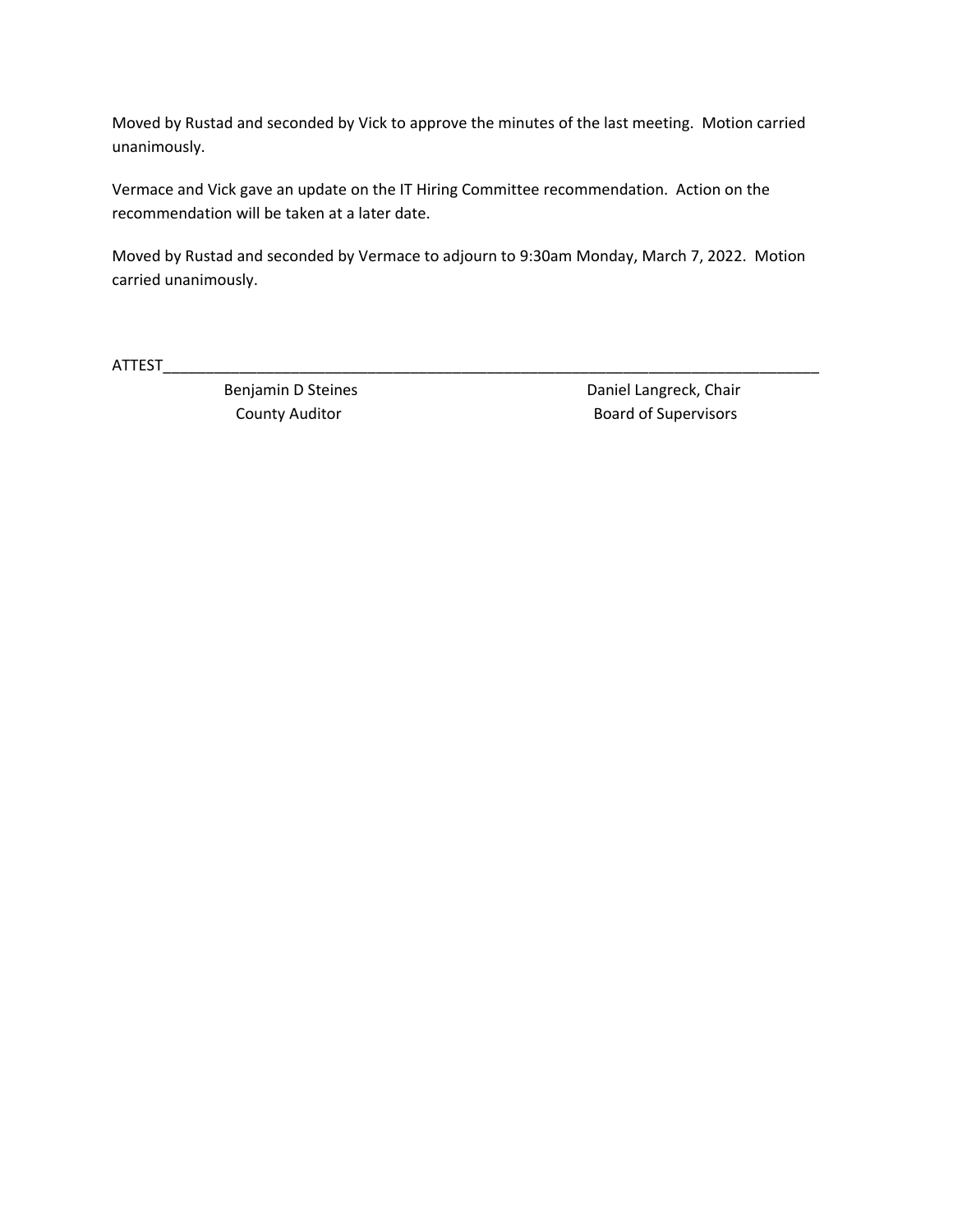Moved by Rustad and seconded by Vick to approve the minutes of the last meeting. Motion carried unanimously.

Vermace and Vick gave an update on the IT Hiring Committee recommendation. Action on the recommendation will be taken at a later date.

Moved by Rustad and seconded by Vermace to adjourn to 9:30am Monday, March 7, 2022. Motion carried unanimously.

ATTEST_______________________________________________________________________________

Benjamin D Steines
County Auditor

Daniel Langreck, Chair
Board of Supervisors